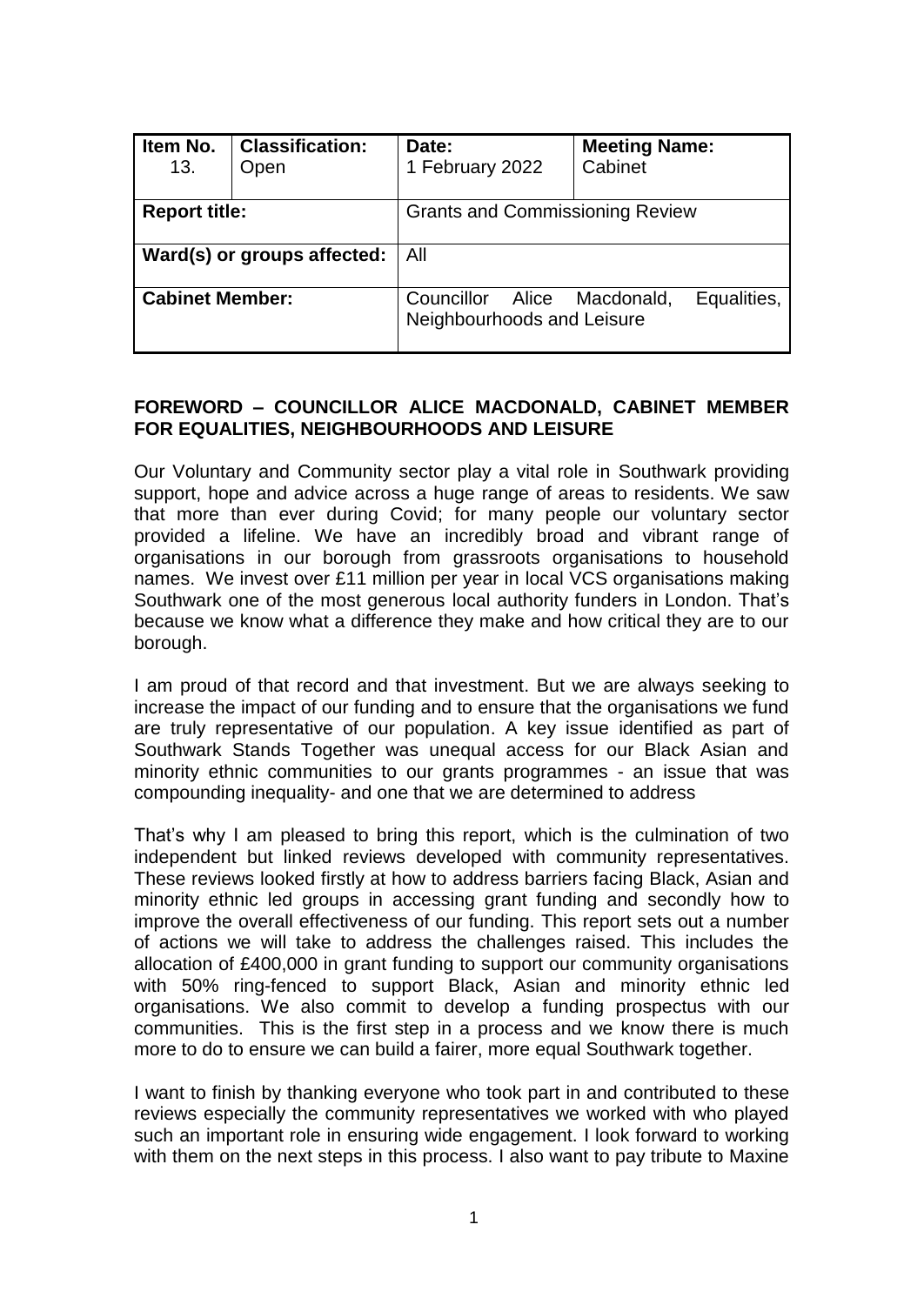| Item No. 13. | Classification: Open | Date: 1 February 2022 | Meeting Name: Cabinet |
|---|---|---|---|
| **Report title:** | | Grants and Commissioning Review | |
| **Ward(s) or groups affected:** | | All | |
| **Cabinet Member:** | | Councillor Alice Macdonald, Equalities, Neighbourhoods and Leisure | |

**FOREWORD – COUNCILLOR ALICE MACDONALD, CABINET MEMBER FOR EQUALITIES, NEIGHBOURHOODS AND LEISURE**

Our Voluntary and Community sector play a vital role in Southwark providing support, hope and advice across a huge range of areas to residents. We saw that more than ever during Covid; for many people our voluntary sector provided a lifeline. We have an incredibly broad and vibrant range of organisations in our borough from grassroots organisations to household names. We invest over £11 million per year in local VCS organisations making Southwark one of the most generous local authority funders in London. That's because we know what a difference they make and how critical they are to our borough.

I am proud of that record and that investment. But we are always seeking to increase the impact of our funding and to ensure that the organisations we fund are truly representative of our population. A key issue identified as part of Southwark Stands Together was unequal access for our Black Asian and minority ethnic communities to our grants programmes - an issue that was compounding inequality- and one that we are determined to address

That's why I am pleased to bring this report, which is the culmination of two independent but linked reviews developed with community representatives. These reviews looked firstly at how to address barriers facing Black, Asian and minority ethnic led groups in accessing grant funding and secondly how to improve the overall effectiveness of our funding. This report sets out a number of actions we will take to address the challenges raised. This includes the allocation of £400,000 in grant funding to support our community organisations with 50% ring-fenced to support Black, Asian and minority ethnic led organisations. We also commit to develop a funding prospectus with our communities. This is the first step in a process and we know there is much more to do to ensure we can build a fairer, more equal Southwark together.

I want to finish by thanking everyone who took part in and contributed to these reviews especially the community representatives we worked with who played such an important role in ensuring wide engagement. I look forward to working with them on the next steps in this process. I also want to pay tribute to Maxine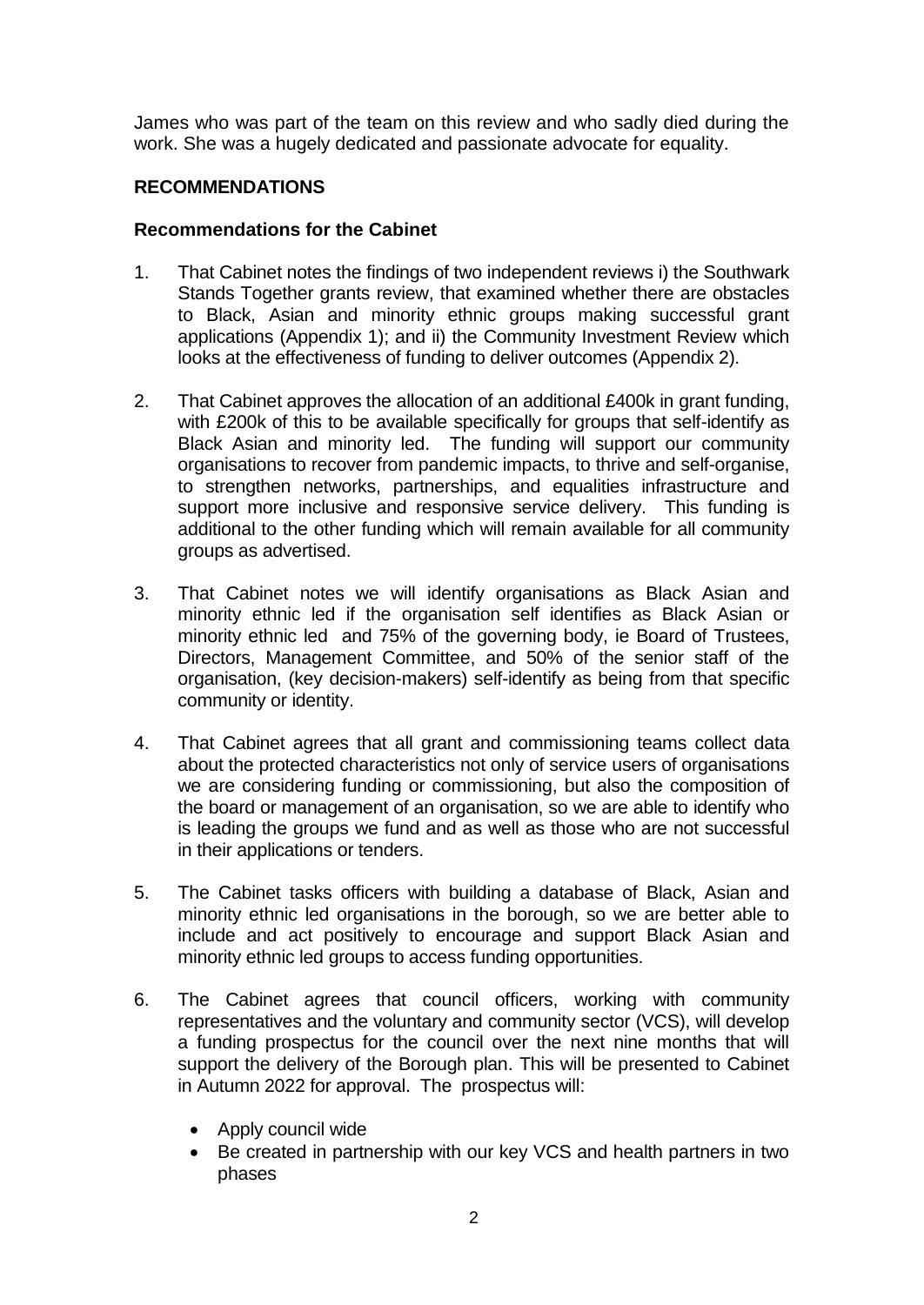James who was part of the team on this review and who sadly died during the work. She was a hugely dedicated and passionate advocate for equality.

## RECOMMENDATIONS

### Recommendations for the Cabinet

1. That Cabinet notes the findings of two independent reviews i) the Southwark Stands Together grants review, that examined whether there are obstacles to Black, Asian and minority ethnic groups making successful grant applications (Appendix 1); and ii) the Community Investment Review which looks at the effectiveness of funding to deliver outcomes (Appendix 2).

2. That Cabinet approves the allocation of an additional £400k in grant funding, with £200k of this to be available specifically for groups that self-identify as Black Asian and minority led. The funding will support our community organisations to recover from pandemic impacts, to thrive and self-organise, to strengthen networks, partnerships, and equalities infrastructure and support more inclusive and responsive service delivery. This funding is additional to the other funding which will remain available for all community groups as advertised.

3. That Cabinet notes we will identify organisations as Black Asian and minority ethnic led if the organisation self identifies as Black Asian or minority ethnic led and 75% of the governing body, ie Board of Trustees, Directors, Management Committee, and 50% of the senior staff of the organisation, (key decision-makers) self-identify as being from that specific community or identity.

4. That Cabinet agrees that all grant and commissioning teams collect data about the protected characteristics not only of service users of organisations we are considering funding or commissioning, but also the composition of the board or management of an organisation, so we are able to identify who is leading the groups we fund and as well as those who are not successful in their applications or tenders.

5. The Cabinet tasks officers with building a database of Black, Asian and minority ethnic led organisations in the borough, so we are better able to include and act positively to encourage and support Black Asian and minority ethnic led groups to access funding opportunities.

6. The Cabinet agrees that council officers, working with community representatives and the voluntary and community sector (VCS), will develop a funding prospectus for the council over the next nine months that will support the delivery of the Borough plan. This will be presented to Cabinet in Autumn 2022 for approval. The prospectus will:

   - Apply council wide
   - Be created in partnership with our key VCS and health partners in two phases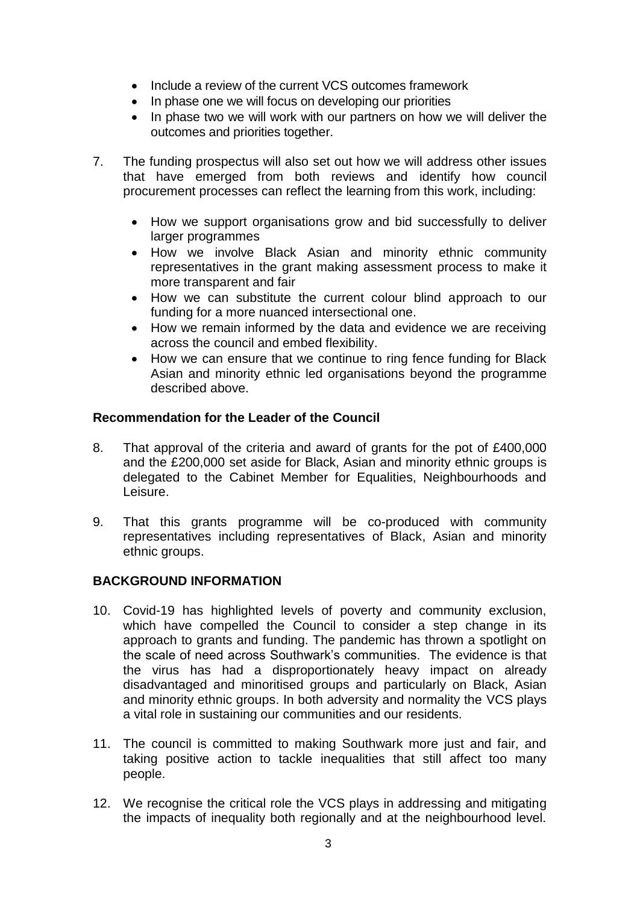- Include a review of the current VCS outcomes framework
- In phase one we will focus on developing our priorities
- In phase two we will work with our partners on how we will deliver the outcomes and priorities together.

7. The funding prospectus will also set out how we will address other issues that have emerged from both reviews and identify how council procurement processes can reflect the learning from this work, including:

   - How we support organisations grow and bid successfully to deliver larger programmes
   - How we involve Black Asian and minority ethnic community representatives in the grant making assessment process to make it more transparent and fair
   - How we can substitute the current colour blind approach to our funding for a more nuanced intersectional one.
   - How we remain informed by the data and evidence we are receiving across the council and embed flexibility.
   - How we can ensure that we continue to ring fence funding for Black Asian and minority ethnic led organisations beyond the programme described above.

**Recommendation for the Leader of the Council**

8. That approval of the criteria and award of grants for the pot of £400,000 and the £200,000 set aside for Black, Asian and minority ethnic groups is delegated to the Cabinet Member for Equalities, Neighbourhoods and Leisure.

9. That this grants programme will be co-produced with community representatives including representatives of Black, Asian and minority ethnic groups.

**BACKGROUND INFORMATION**

10. Covid-19 has highlighted levels of poverty and community exclusion, which have compelled the Council to consider a step change in its approach to grants and funding. The pandemic has thrown a spotlight on the scale of need across Southwark's communities. The evidence is that the virus has had a disproportionately heavy impact on already disadvantaged and minoritised groups and particularly on Black, Asian and minority ethnic groups. In both adversity and normality the VCS plays a vital role in sustaining our communities and our residents.

11. The council is committed to making Southwark more just and fair, and taking positive action to tackle inequalities that still affect too many people.

12. We recognise the critical role the VCS plays in addressing and mitigating the impacts of inequality both regionally and at the neighbourhood level.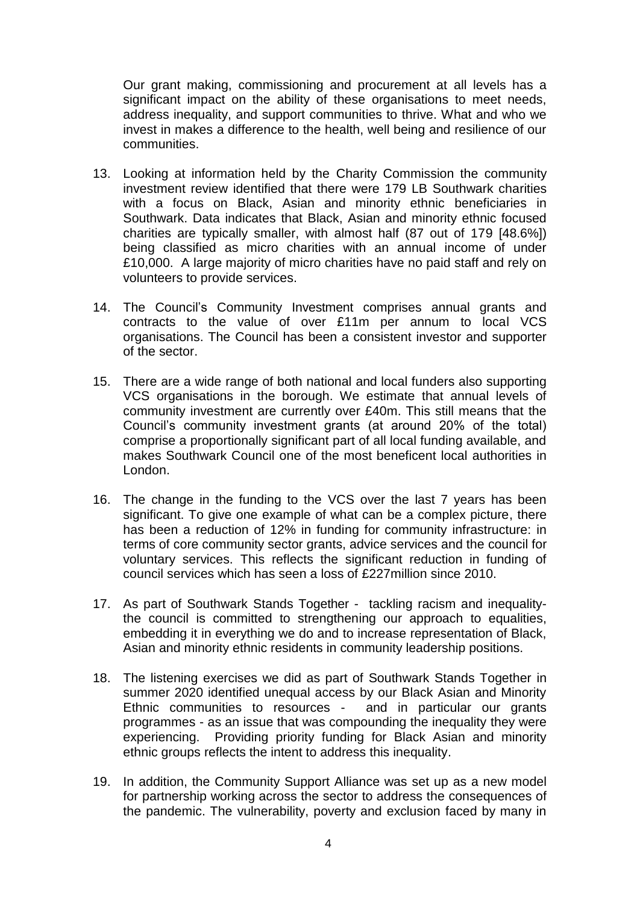Our grant making, commissioning and procurement at all levels has a significant impact on the ability of these organisations to meet needs, address inequality, and support communities to thrive. What and who we invest in makes a difference to the health, well being and resilience of our communities.

13. Looking at information held by the Charity Commission the community investment review identified that there were 179 LB Southwark charities with a focus on Black, Asian and minority ethnic beneficiaries in Southwark. Data indicates that Black, Asian and minority ethnic focused charities are typically smaller, with almost half (87 out of 179 [48.6%]) being classified as micro charities with an annual income of under £10,000. A large majority of micro charities have no paid staff and rely on volunteers to provide services.

14. The Council's Community Investment comprises annual grants and contracts to the value of over £11m per annum to local VCS organisations. The Council has been a consistent investor and supporter of the sector.

15. There are a wide range of both national and local funders also supporting VCS organisations in the borough. We estimate that annual levels of community investment are currently over £40m. This still means that the Council's community investment grants (at around 20% of the total) comprise a proportionally significant part of all local funding available, and makes Southwark Council one of the most beneficent local authorities in London.

16. The change in the funding to the VCS over the last 7 years has been significant. To give one example of what can be a complex picture, there has been a reduction of 12% in funding for community infrastructure: in terms of core community sector grants, advice services and the council for voluntary services. This reflects the significant reduction in funding of council services which has seen a loss of £227million since 2010.

17. As part of Southwark Stands Together - tackling racism and inequality- the council is committed to strengthening our approach to equalities, embedding it in everything we do and to increase representation of Black, Asian and minority ethnic residents in community leadership positions.

18. The listening exercises we did as part of Southwark Stands Together in summer 2020 identified unequal access by our Black Asian and Minority Ethnic communities to resources - and in particular our grants programmes - as an issue that was compounding the inequality they were experiencing. Providing priority funding for Black Asian and minority ethnic groups reflects the intent to address this inequality.

19. In addition, the Community Support Alliance was set up as a new model for partnership working across the sector to address the consequences of the pandemic. The vulnerability, poverty and exclusion faced by many in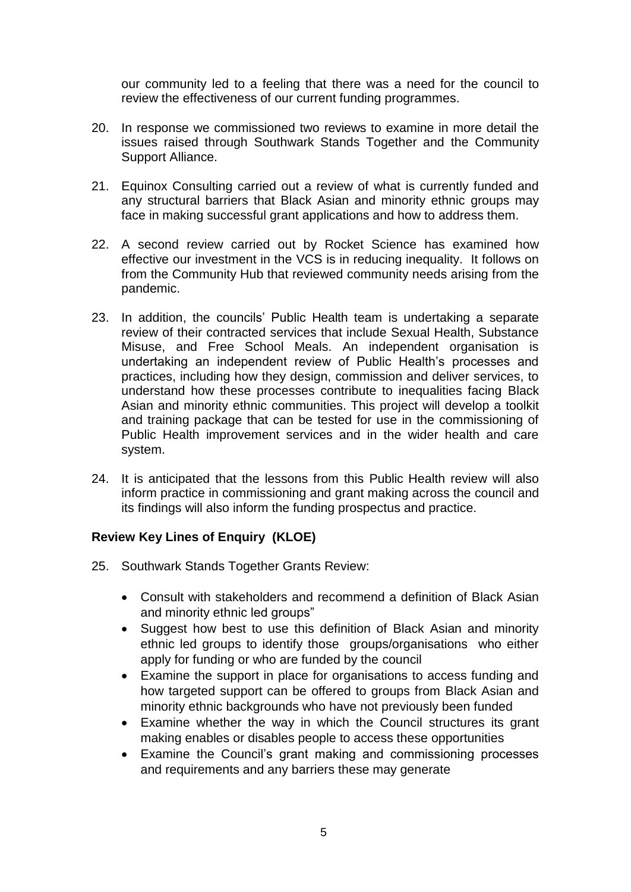our community led to a feeling that there was a need for the council to review the effectiveness of our current funding programmes.

20. In response we commissioned two reviews to examine in more detail the issues raised through Southwark Stands Together and the Community Support Alliance.

21. Equinox Consulting carried out a review of what is currently funded and any structural barriers that Black Asian and minority ethnic groups may face in making successful grant applications and how to address them.

22. A second review carried out by Rocket Science has examined how effective our investment in the VCS is in reducing inequality. It follows on from the Community Hub that reviewed community needs arising from the pandemic.

23. In addition, the councils' Public Health team is undertaking a separate review of their contracted services that include Sexual Health, Substance Misuse, and Free School Meals. An independent organisation is undertaking an independent review of Public Health's processes and practices, including how they design, commission and deliver services, to understand how these processes contribute to inequalities facing Black Asian and minority ethnic communities. This project will develop a toolkit and training package that can be tested for use in the commissioning of Public Health improvement services and in the wider health and care system.

24. It is anticipated that the lessons from this Public Health review will also inform practice in commissioning and grant making across the council and its findings will also inform the funding prospectus and practice.

**Review Key Lines of Enquiry (KLOE)**

25. Southwark Stands Together Grants Review:

    - Consult with stakeholders and recommend a definition of Black Asian and minority ethnic led groups"
    - Suggest how best to use this definition of Black Asian and minority ethnic led groups to identify those groups/organisations who either apply for funding or who are funded by the council
    - Examine the support in place for organisations to access funding and how targeted support can be offered to groups from Black Asian and minority ethnic backgrounds who have not previously been funded
    - Examine whether the way in which the Council structures its grant making enables or disables people to access these opportunities
    - Examine the Council's grant making and commissioning processes and requirements and any barriers these may generate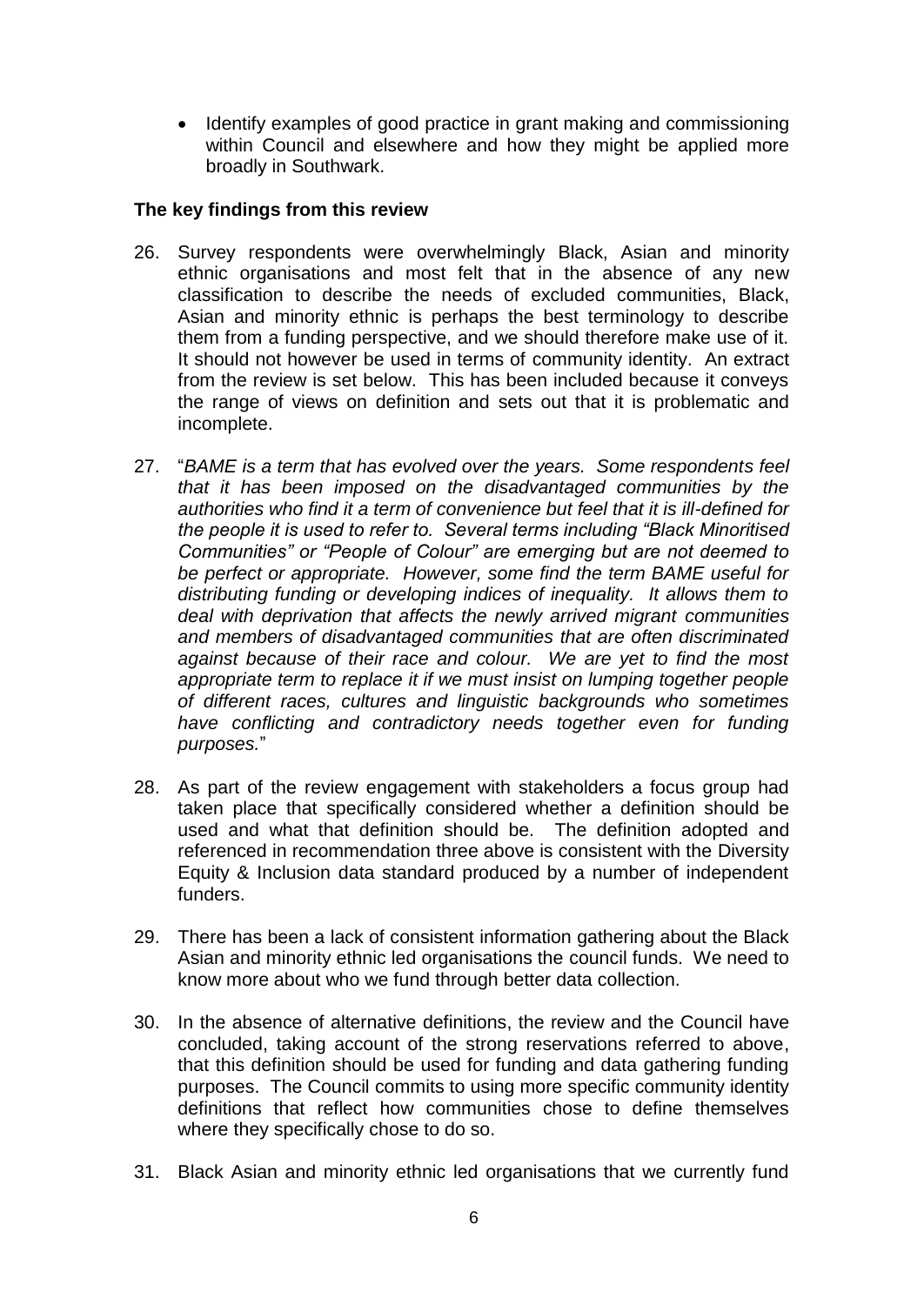- Identify examples of good practice in grant making and commissioning within Council and elsewhere and how they might be applied more broadly in Southwark.

**The key findings from this review**

26. Survey respondents were overwhelmingly Black, Asian and minority ethnic organisations and most felt that in the absence of any new classification to describe the needs of excluded communities, Black, Asian and minority ethnic is perhaps the best terminology to describe them from a funding perspective, and we should therefore make use of it. It should not however be used in terms of community identity. An extract from the review is set below. This has been included because it conveys the range of views on definition and sets out that it is problematic and incomplete.

27. "*BAME is a term that has evolved over the years. Some respondents feel that it has been imposed on the disadvantaged communities by the authorities who find it a term of convenience but feel that it is ill-defined for the people it is used to refer to. Several terms including "Black Minoritised Communities" or "People of Colour" are emerging but are not deemed to be perfect or appropriate. However, some find the term BAME useful for distributing funding or developing indices of inequality. It allows them to deal with deprivation that affects the newly arrived migrant communities and members of disadvantaged communities that are often discriminated against because of their race and colour. We are yet to find the most appropriate term to replace it if we must insist on lumping together people of different races, cultures and linguistic backgrounds who sometimes have conflicting and contradictory needs together even for funding purposes.*"

28. As part of the review engagement with stakeholders a focus group had taken place that specifically considered whether a definition should be used and what that definition should be. The definition adopted and referenced in recommendation three above is consistent with the Diversity Equity & Inclusion data standard produced by a number of independent funders.

29. There has been a lack of consistent information gathering about the Black Asian and minority ethnic led organisations the council funds. We need to know more about who we fund through better data collection.

30. In the absence of alternative definitions, the review and the Council have concluded, taking account of the strong reservations referred to above, that this definition should be used for funding and data gathering funding purposes. The Council commits to using more specific community identity definitions that reflect how communities chose to define themselves where they specifically chose to do so.

31. Black Asian and minority ethnic led organisations that we currently fund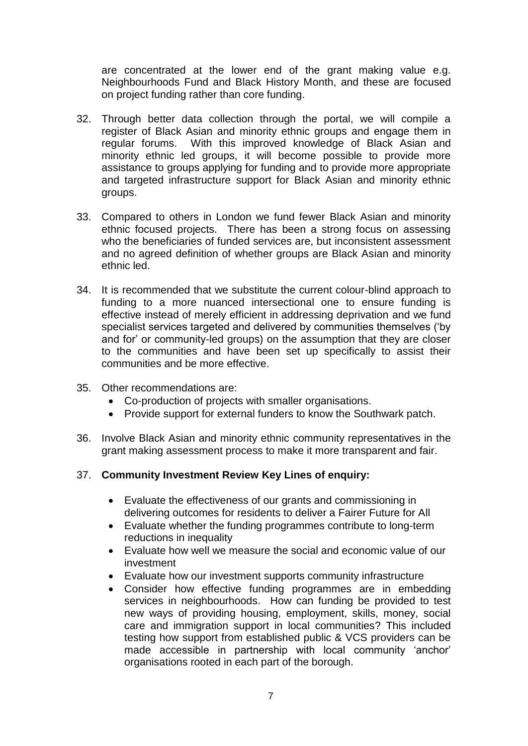are concentrated at the lower end of the grant making value e.g. Neighbourhoods Fund and Black History Month, and these are focused on project funding rather than core funding.

32. Through better data collection through the portal, we will compile a register of Black Asian and minority ethnic groups and engage them in regular forums. With this improved knowledge of Black Asian and minority ethnic led groups, it will become possible to provide more assistance to groups applying for funding and to provide more appropriate and targeted infrastructure support for Black Asian and minority ethnic groups.

33. Compared to others in London we fund fewer Black Asian and minority ethnic focused projects. There has been a strong focus on assessing who the beneficiaries of funded services are, but inconsistent assessment and no agreed definition of whether groups are Black Asian and minority ethnic led.

34. It is recommended that we substitute the current colour-blind approach to funding to a more nuanced intersectional one to ensure funding is effective instead of merely efficient in addressing deprivation and we fund specialist services targeted and delivered by communities themselves ('by and for' or community-led groups) on the assumption that they are closer to the communities and have been set up specifically to assist their communities and be more effective.

35. Other recommendations are:
    - Co-production of projects with smaller organisations.
    - Provide support for external funders to know the Southwark patch.

36. Involve Black Asian and minority ethnic community representatives in the grant making assessment process to make it more transparent and fair.

37. **Community Investment Review Key Lines of enquiry:**

    - Evaluate the effectiveness of our grants and commissioning in delivering outcomes for residents to deliver a Fairer Future for All
    - Evaluate whether the funding programmes contribute to long-term reductions in inequality
    - Evaluate how well we measure the social and economic value of our investment
    - Evaluate how our investment supports community infrastructure
    - Consider how effective funding programmes are in embedding services in neighbourhoods. How can funding be provided to test new ways of providing housing, employment, skills, money, social care and immigration support in local communities? This included testing how support from established public & VCS providers can be made accessible in partnership with local community 'anchor' organisations rooted in each part of the borough.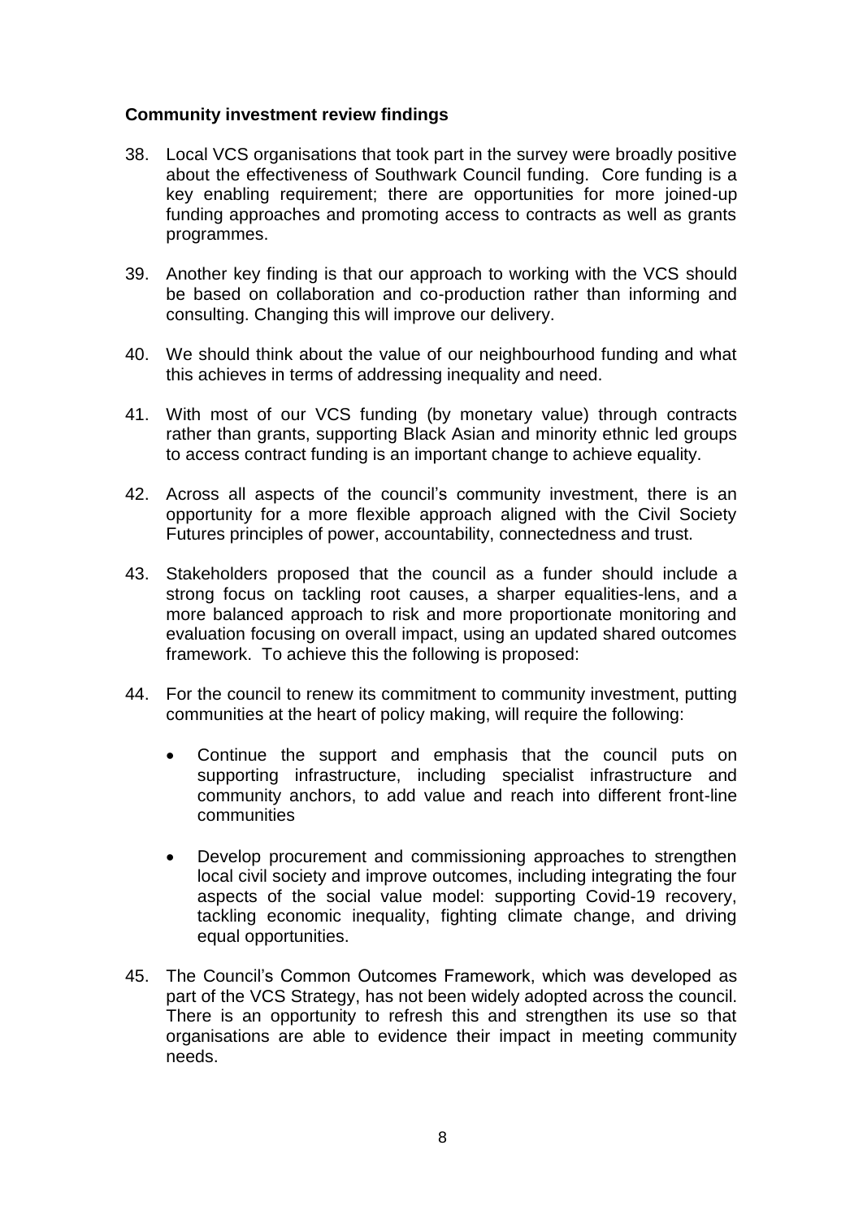**Community investment review findings**

38. Local VCS organisations that took part in the survey were broadly positive about the effectiveness of Southwark Council funding. Core funding is a key enabling requirement; there are opportunities for more joined-up funding approaches and promoting access to contracts as well as grants programmes.

39. Another key finding is that our approach to working with the VCS should be based on collaboration and co-production rather than informing and consulting. Changing this will improve our delivery.

40. We should think about the value of our neighbourhood funding and what this achieves in terms of addressing inequality and need.

41. With most of our VCS funding (by monetary value) through contracts rather than grants, supporting Black Asian and minority ethnic led groups to access contract funding is an important change to achieve equality.

42. Across all aspects of the council's community investment, there is an opportunity for a more flexible approach aligned with the Civil Society Futures principles of power, accountability, connectedness and trust.

43. Stakeholders proposed that the council as a funder should include a strong focus on tackling root causes, a sharper equalities-lens, and a more balanced approach to risk and more proportionate monitoring and evaluation focusing on overall impact, using an updated shared outcomes framework. To achieve this the following is proposed:

44. For the council to renew its commitment to community investment, putting communities at the heart of policy making, will require the following:

    - Continue the support and emphasis that the council puts on supporting infrastructure, including specialist infrastructure and community anchors, to add value and reach into different front-line communities

    - Develop procurement and commissioning approaches to strengthen local civil society and improve outcomes, including integrating the four aspects of the social value model: supporting Covid-19 recovery, tackling economic inequality, fighting climate change, and driving equal opportunities.

45. The Council's Common Outcomes Framework, which was developed as part of the VCS Strategy, has not been widely adopted across the council. There is an opportunity to refresh this and strengthen its use so that organisations are able to evidence their impact in meeting community needs.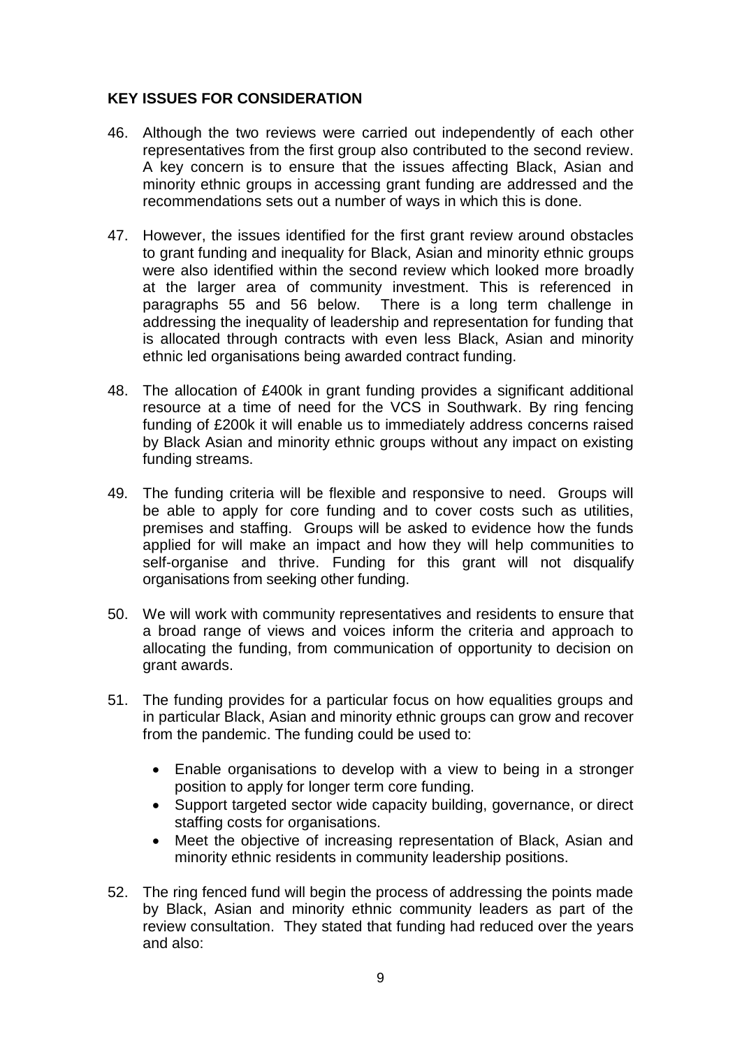**KEY ISSUES FOR CONSIDERATION**

46. Although the two reviews were carried out independently of each other representatives from the first group also contributed to the second review. A key concern is to ensure that the issues affecting Black, Asian and minority ethnic groups in accessing grant funding are addressed and the recommendations sets out a number of ways in which this is done.

47. However, the issues identified for the first grant review around obstacles to grant funding and inequality for Black, Asian and minority ethnic groups were also identified within the second review which looked more broadly at the larger area of community investment. This is referenced in paragraphs 55 and 56 below. There is a long term challenge in addressing the inequality of leadership and representation for funding that is allocated through contracts with even less Black, Asian and minority ethnic led organisations being awarded contract funding.

48. The allocation of £400k in grant funding provides a significant additional resource at a time of need for the VCS in Southwark. By ring fencing funding of £200k it will enable us to immediately address concerns raised by Black Asian and minority ethnic groups without any impact on existing funding streams.

49. The funding criteria will be flexible and responsive to need. Groups will be able to apply for core funding and to cover costs such as utilities, premises and staffing. Groups will be asked to evidence how the funds applied for will make an impact and how they will help communities to self-organise and thrive. Funding for this grant will not disqualify organisations from seeking other funding.

50. We will work with community representatives and residents to ensure that a broad range of views and voices inform the criteria and approach to allocating the funding, from communication of opportunity to decision on grant awards.

51. The funding provides for a particular focus on how equalities groups and in particular Black, Asian and minority ethnic groups can grow and recover from the pandemic. The funding could be used to:

    - Enable organisations to develop with a view to being in a stronger position to apply for longer term core funding.
    - Support targeted sector wide capacity building, governance, or direct staffing costs for organisations.
    - Meet the objective of increasing representation of Black, Asian and minority ethnic residents in community leadership positions.

52. The ring fenced fund will begin the process of addressing the points made by Black, Asian and minority ethnic community leaders as part of the review consultation. They stated that funding had reduced over the years and also: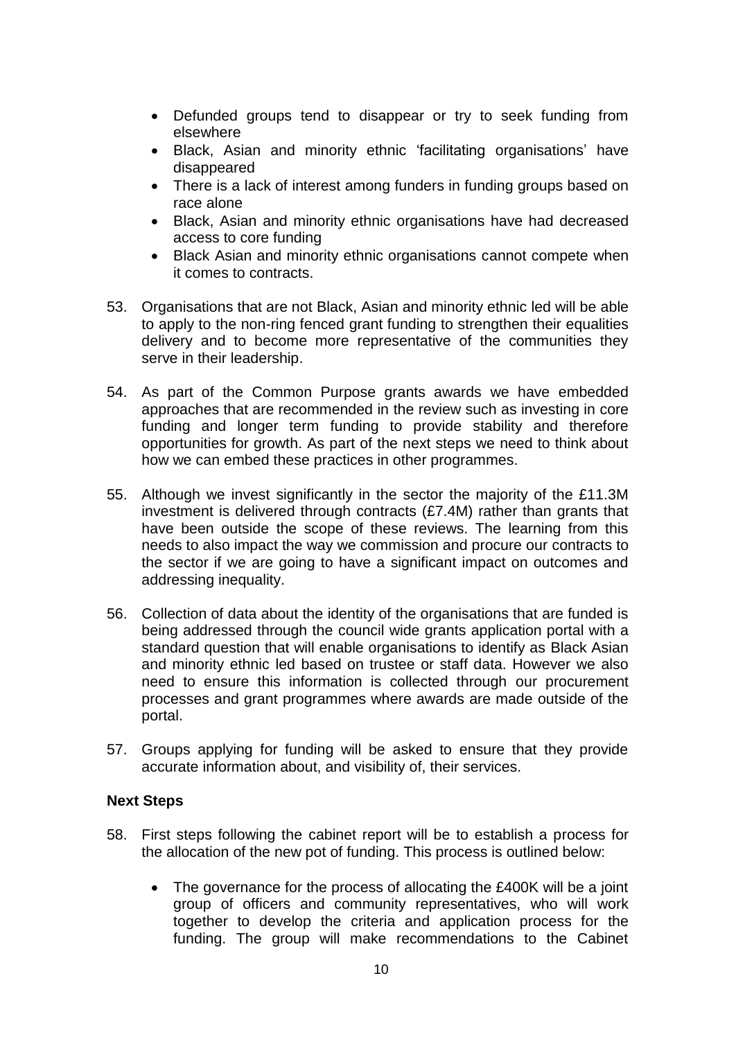- Defunded groups tend to disappear or try to seek funding from elsewhere
- Black, Asian and minority ethnic 'facilitating organisations' have disappeared
- There is a lack of interest among funders in funding groups based on race alone
- Black, Asian and minority ethnic organisations have had decreased access to core funding
- Black Asian and minority ethnic organisations cannot compete when it comes to contracts.

53. Organisations that are not Black, Asian and minority ethnic led will be able to apply to the non-ring fenced grant funding to strengthen their equalities delivery and to become more representative of the communities they serve in their leadership.

54. As part of the Common Purpose grants awards we have embedded approaches that are recommended in the review such as investing in core funding and longer term funding to provide stability and therefore opportunities for growth. As part of the next steps we need to think about how we can embed these practices in other programmes.

55. Although we invest significantly in the sector the majority of the £11.3M investment is delivered through contracts (£7.4M) rather than grants that have been outside the scope of these reviews. The learning from this needs to also impact the way we commission and procure our contracts to the sector if we are going to have a significant impact on outcomes and addressing inequality.

56. Collection of data about the identity of the organisations that are funded is being addressed through the council wide grants application portal with a standard question that will enable organisations to identify as Black Asian and minority ethnic led based on trustee or staff data. However we also need to ensure this information is collected through our procurement processes and grant programmes where awards are made outside of the portal.

57. Groups applying for funding will be asked to ensure that they provide accurate information about, and visibility of, their services.

**Next Steps**

58. First steps following the cabinet report will be to establish a process for the allocation of the new pot of funding. This process is outlined below:

    - The governance for the process of allocating the £400K will be a joint group of officers and community representatives, who will work together to develop the criteria and application process for the funding. The group will make recommendations to the Cabinet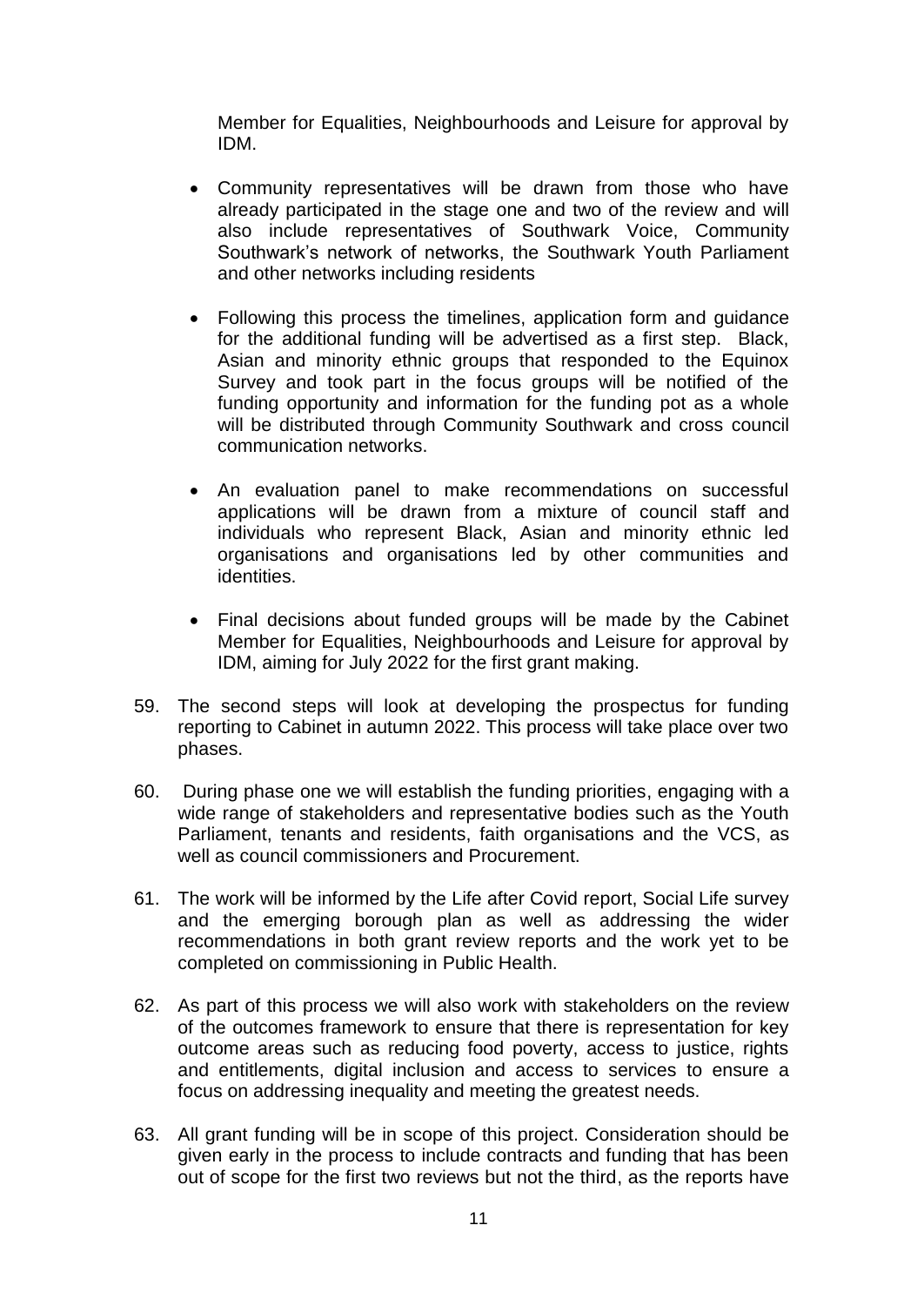Member for Equalities, Neighbourhoods and Leisure for approval by IDM.

- Community representatives will be drawn from those who have already participated in the stage one and two of the review and will also include representatives of Southwark Voice, Community Southwark's network of networks, the Southwark Youth Parliament and other networks including residents

- Following this process the timelines, application form and guidance for the additional funding will be advertised as a first step. Black, Asian and minority ethnic groups that responded to the Equinox Survey and took part in the focus groups will be notified of the funding opportunity and information for the funding pot as a whole will be distributed through Community Southwark and cross council communication networks.

- An evaluation panel to make recommendations on successful applications will be drawn from a mixture of council staff and individuals who represent Black, Asian and minority ethnic led organisations and organisations led by other communities and identities.

- Final decisions about funded groups will be made by the Cabinet Member for Equalities, Neighbourhoods and Leisure for approval by IDM, aiming for July 2022 for the first grant making.

59. The second steps will look at developing the prospectus for funding reporting to Cabinet in autumn 2022. This process will take place over two phases.

60. During phase one we will establish the funding priorities, engaging with a wide range of stakeholders and representative bodies such as the Youth Parliament, tenants and residents, faith organisations and the VCS, as well as council commissioners and Procurement.

61. The work will be informed by the Life after Covid report, Social Life survey and the emerging borough plan as well as addressing the wider recommendations in both grant review reports and the work yet to be completed on commissioning in Public Health.

62. As part of this process we will also work with stakeholders on the review of the outcomes framework to ensure that there is representation for key outcome areas such as reducing food poverty, access to justice, rights and entitlements, digital inclusion and access to services to ensure a focus on addressing inequality and meeting the greatest needs.

63. All grant funding will be in scope of this project. Consideration should be given early in the process to include contracts and funding that has been out of scope for the first two reviews but not the third, as the reports have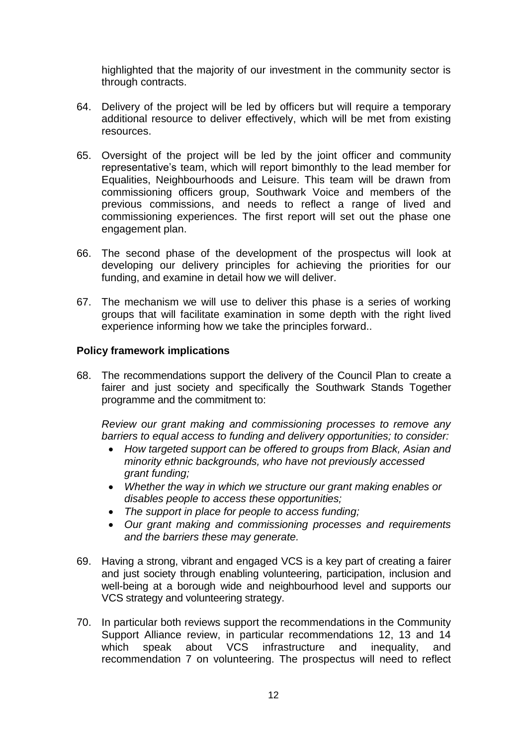highlighted that the majority of our investment in the community sector is through contracts.

64. Delivery of the project will be led by officers but will require a temporary additional resource to deliver effectively, which will be met from existing resources.

65. Oversight of the project will be led by the joint officer and community representative's team, which will report bimonthly to the lead member for Equalities, Neighbourhoods and Leisure. This team will be drawn from commissioning officers group, Southwark Voice and members of the previous commissions, and needs to reflect a range of lived and commissioning experiences. The first report will set out the phase one engagement plan.

66. The second phase of the development of the prospectus will look at developing our delivery principles for achieving the priorities for our funding, and examine in detail how we will deliver.

67. The mechanism we will use to deliver this phase is a series of working groups that will facilitate examination in some depth with the right lived experience informing how we take the principles forward..

**Policy framework implications**

68. The recommendations support the delivery of the Council Plan to create a fairer and just society and specifically the Southwark Stands Together programme and the commitment to:

    *Review our grant making and commissioning processes to remove any barriers to equal access to funding and delivery opportunities; to consider:*

    - *How targeted support can be offered to groups from Black, Asian and minority ethnic backgrounds, who have not previously accessed grant funding;*
    - *Whether the way in which we structure our grant making enables or disables people to access these opportunities;*
    - *The support in place for people to access funding;*
    - *Our grant making and commissioning processes and requirements and the barriers these may generate.*

69. Having a strong, vibrant and engaged VCS is a key part of creating a fairer and just society through enabling volunteering, participation, inclusion and well-being at a borough wide and neighbourhood level and supports our VCS strategy and volunteering strategy.

70. In particular both reviews support the recommendations in the Community Support Alliance review, in particular recommendations 12, 13 and 14 which speak about VCS infrastructure and inequality, and recommendation 7 on volunteering. The prospectus will need to reflect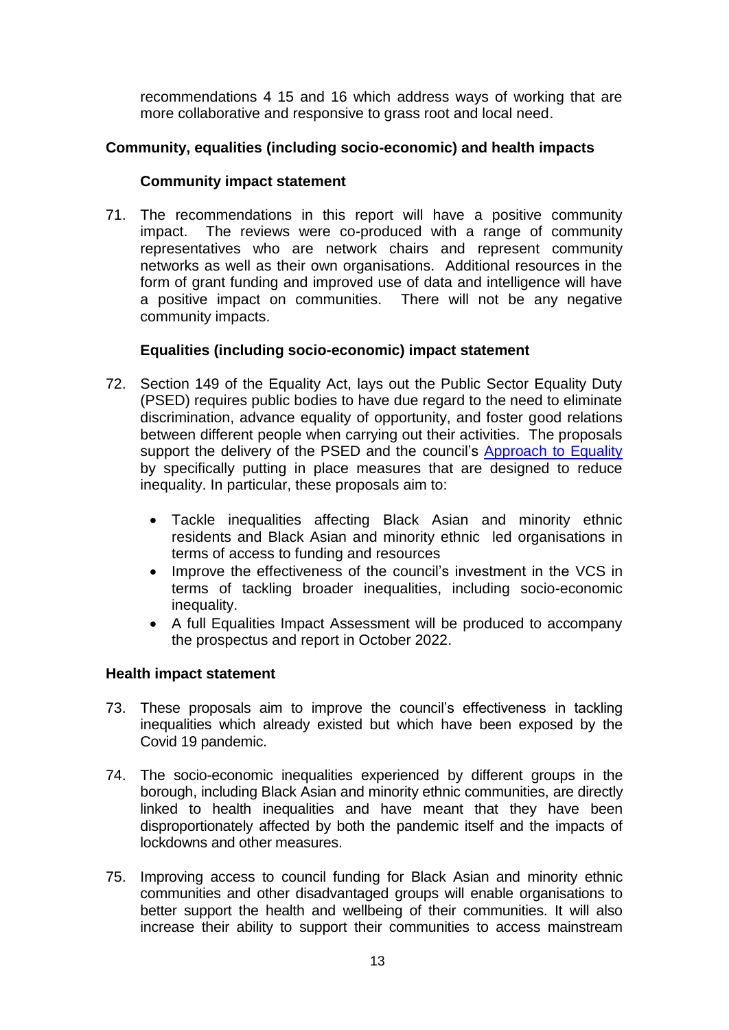recommendations 4 15 and 16 which address ways of working that are more collaborative and responsive to grass root and local need.

## Community, equalities (including socio-economic) and health impacts

### Community impact statement

71. The recommendations in this report will have a positive community impact. The reviews were co-produced with a range of community representatives who are network chairs and represent community networks as well as their own organisations. Additional resources in the form of grant funding and improved use of data and intelligence will have a positive impact on communities. There will not be any negative community impacts.

### Equalities (including socio-economic) impact statement

72. Section 149 of the Equality Act, lays out the Public Sector Equality Duty (PSED) requires public bodies to have due regard to the need to eliminate discrimination, advance equality of opportunity, and foster good relations between different people when carrying out their activities. The proposals support the delivery of the PSED and the council's Approach to Equality by specifically putting in place measures that are designed to reduce inequality. In particular, these proposals aim to:

    - Tackle inequalities affecting Black Asian and minority ethnic residents and Black Asian and minority ethnic led organisations in terms of access to funding and resources
    - Improve the effectiveness of the council's investment in the VCS in terms of tackling broader inequalities, including socio-economic inequality.
    - A full Equalities Impact Assessment will be produced to accompany the prospectus and report in October 2022.

## Health impact statement

73. These proposals aim to improve the council's effectiveness in tackling inequalities which already existed but which have been exposed by the Covid 19 pandemic.

74. The socio-economic inequalities experienced by different groups in the borough, including Black Asian and minority ethnic communities, are directly linked to health inequalities and have meant that they have been disproportionately affected by both the pandemic itself and the impacts of lockdowns and other measures.

75. Improving access to council funding for Black Asian and minority ethnic communities and other disadvantaged groups will enable organisations to better support the health and wellbeing of their communities. It will also increase their ability to support their communities to access mainstream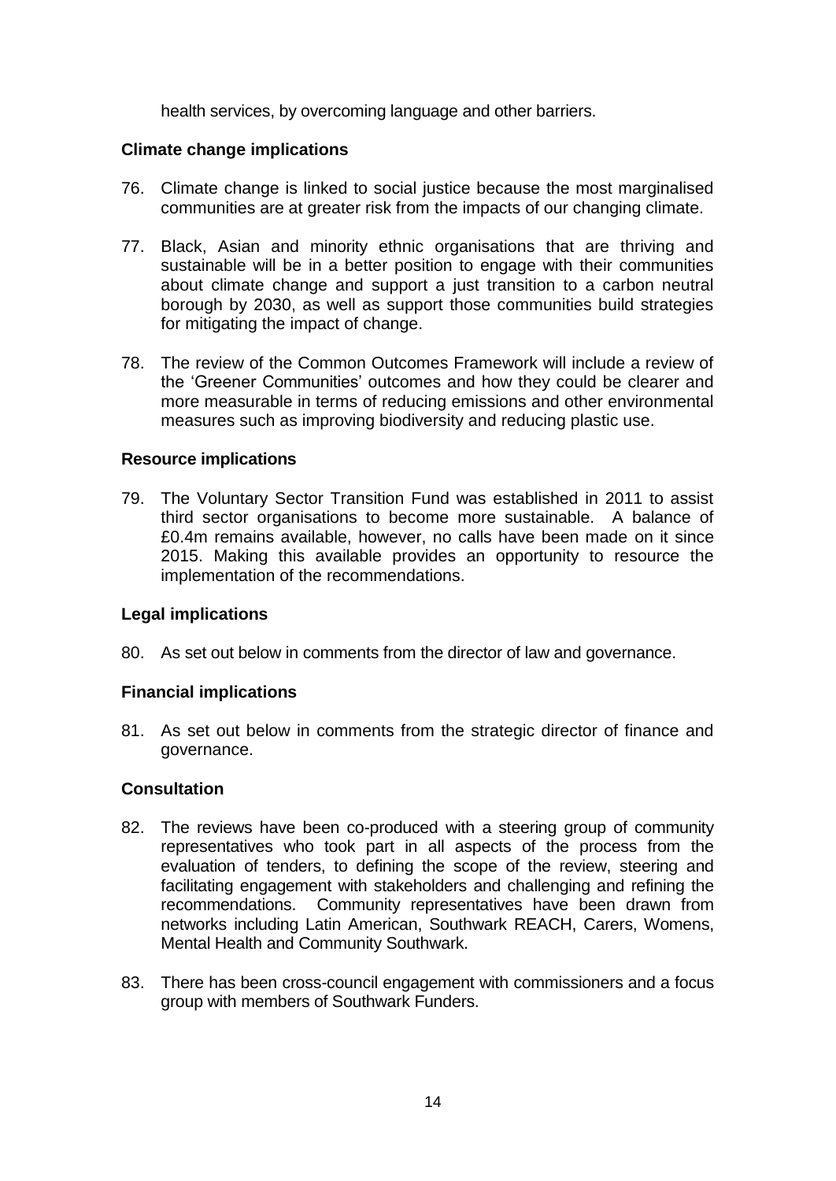health services, by overcoming language and other barriers.

**Climate change implications**

76. Climate change is linked to social justice because the most marginalised communities are at greater risk from the impacts of our changing climate.

77. Black, Asian and minority ethnic organisations that are thriving and sustainable will be in a better position to engage with their communities about climate change and support a just transition to a carbon neutral borough by 2030, as well as support those communities build strategies for mitigating the impact of change.

78. The review of the Common Outcomes Framework will include a review of the 'Greener Communities' outcomes and how they could be clearer and more measurable in terms of reducing emissions and other environmental measures such as improving biodiversity and reducing plastic use.

**Resource implications**

79. The Voluntary Sector Transition Fund was established in 2011 to assist third sector organisations to become more sustainable. A balance of £0.4m remains available, however, no calls have been made on it since 2015. Making this available provides an opportunity to resource the implementation of the recommendations.

**Legal implications**

80. As set out below in comments from the director of law and governance.

**Financial implications**

81. As set out below in comments from the strategic director of finance and governance.

**Consultation**

82. The reviews have been co-produced with a steering group of community representatives who took part in all aspects of the process from the evaluation of tenders, to defining the scope of the review, steering and facilitating engagement with stakeholders and challenging and refining the recommendations. Community representatives have been drawn from networks including Latin American, Southwark REACH, Carers, Womens, Mental Health and Community Southwark.

83. There has been cross-council engagement with commissioners and a focus group with members of Southwark Funders.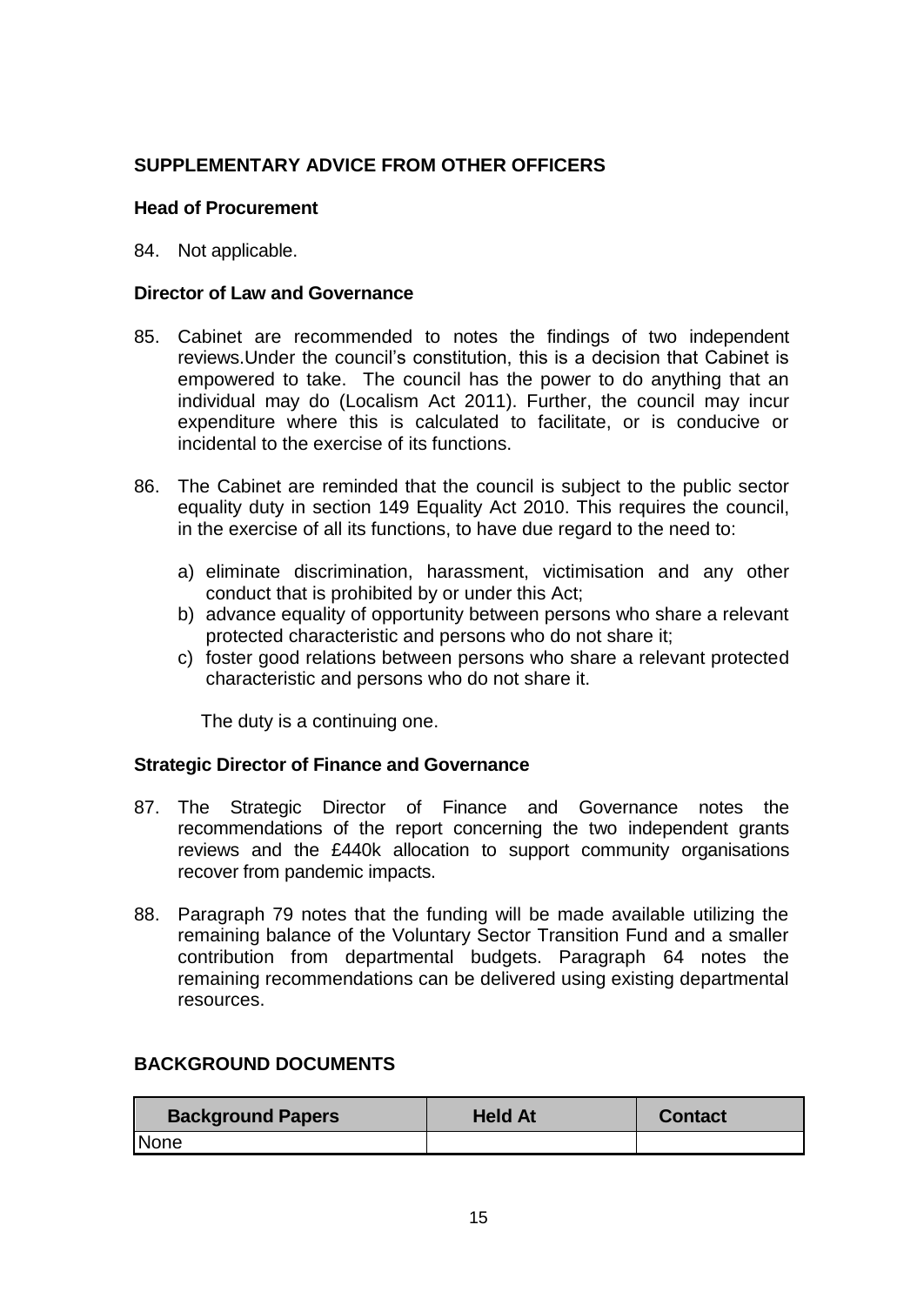## SUPPLEMENTARY ADVICE FROM OTHER OFFICERS

### Head of Procurement

84. Not applicable.

### Director of Law and Governance

85. Cabinet are recommended to notes the findings of two independent reviews.Under the council's constitution, this is a decision that Cabinet is empowered to take. The council has the power to do anything that an individual may do (Localism Act 2011). Further, the council may incur expenditure where this is calculated to facilitate, or is conducive or incidental to the exercise of its functions.

86. The Cabinet are reminded that the council is subject to the public sector equality duty in section 149 Equality Act 2010. This requires the council, in the exercise of all its functions, to have due regard to the need to:

    a) eliminate discrimination, harassment, victimisation and any other conduct that is prohibited by or under this Act;
    b) advance equality of opportunity between persons who share a relevant protected characteristic and persons who do not share it;
    c) foster good relations between persons who share a relevant protected characteristic and persons who do not share it.

    The duty is a continuing one.

### Strategic Director of Finance and Governance

87. The Strategic Director of Finance and Governance notes the recommendations of the report concerning the two independent grants reviews and the £440k allocation to support community organisations recover from pandemic impacts.

88. Paragraph 79 notes that the funding will be made available utilizing the remaining balance of the Voluntary Sector Transition Fund and a smaller contribution from departmental budgets. Paragraph 64 notes the remaining recommendations can be delivered using existing departmental resources.

## BACKGROUND DOCUMENTS

| Background Papers | Held At | Contact |
|---|---|---|
| None | | |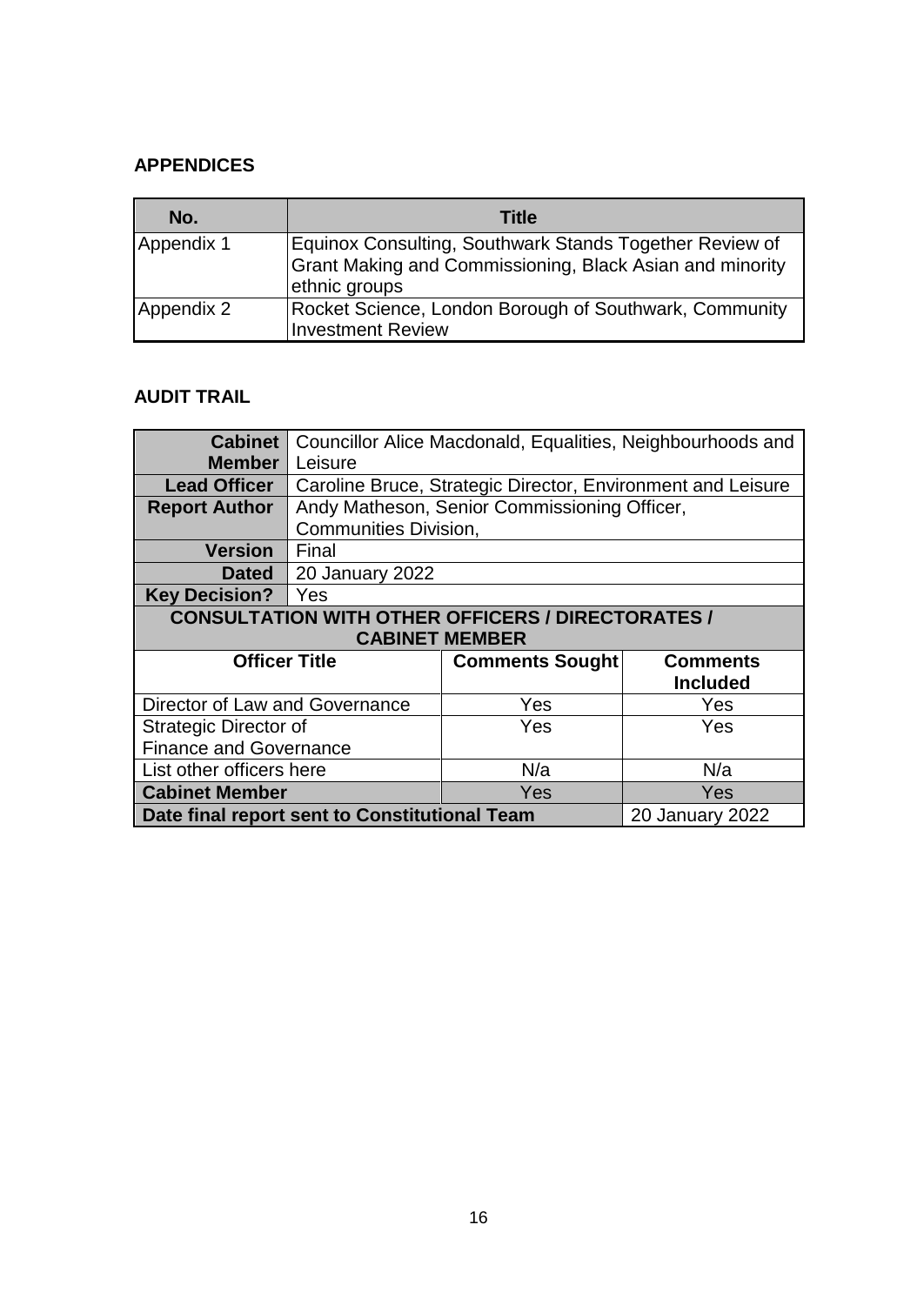## APPENDICES

| No. | Title |
|---|---|
| Appendix 1 | Equinox Consulting, Southwark Stands Together Review of Grant Making and Commissioning, Black Asian and minority ethnic groups |
| Appendix 2 | Rocket Science, London Borough of Southwark, Community Investment Review |

## AUDIT TRAIL

| | | | |
|---|---|---|---|
| **Cabinet Member** | Councillor Alice Macdonald, Equalities, Neighbourhoods and Leisure | | |
| **Lead Officer** | Caroline Bruce, Strategic Director, Environment and Leisure | | |
| **Report Author** | Andy Matheson, Senior Commissioning Officer, Communities Division, | | |
| **Version** | Final | | |
| **Dated** | 20 January 2022 | | |
| **Key Decision?** | Yes | | |
| **CONSULTATION WITH OTHER OFFICERS / DIRECTORATES / CABINET MEMBER** | | | |
| **Officer Title** | | **Comments Sought** | **Comments Included** |
| Director of Law and Governance | | Yes | Yes |
| Strategic Director of Finance and Governance | | Yes | Yes |
| List other officers here | | N/a | N/a |
| **Cabinet Member** | | Yes | Yes |
| **Date final report sent to Constitutional Team** | | | 20 January 2022 |